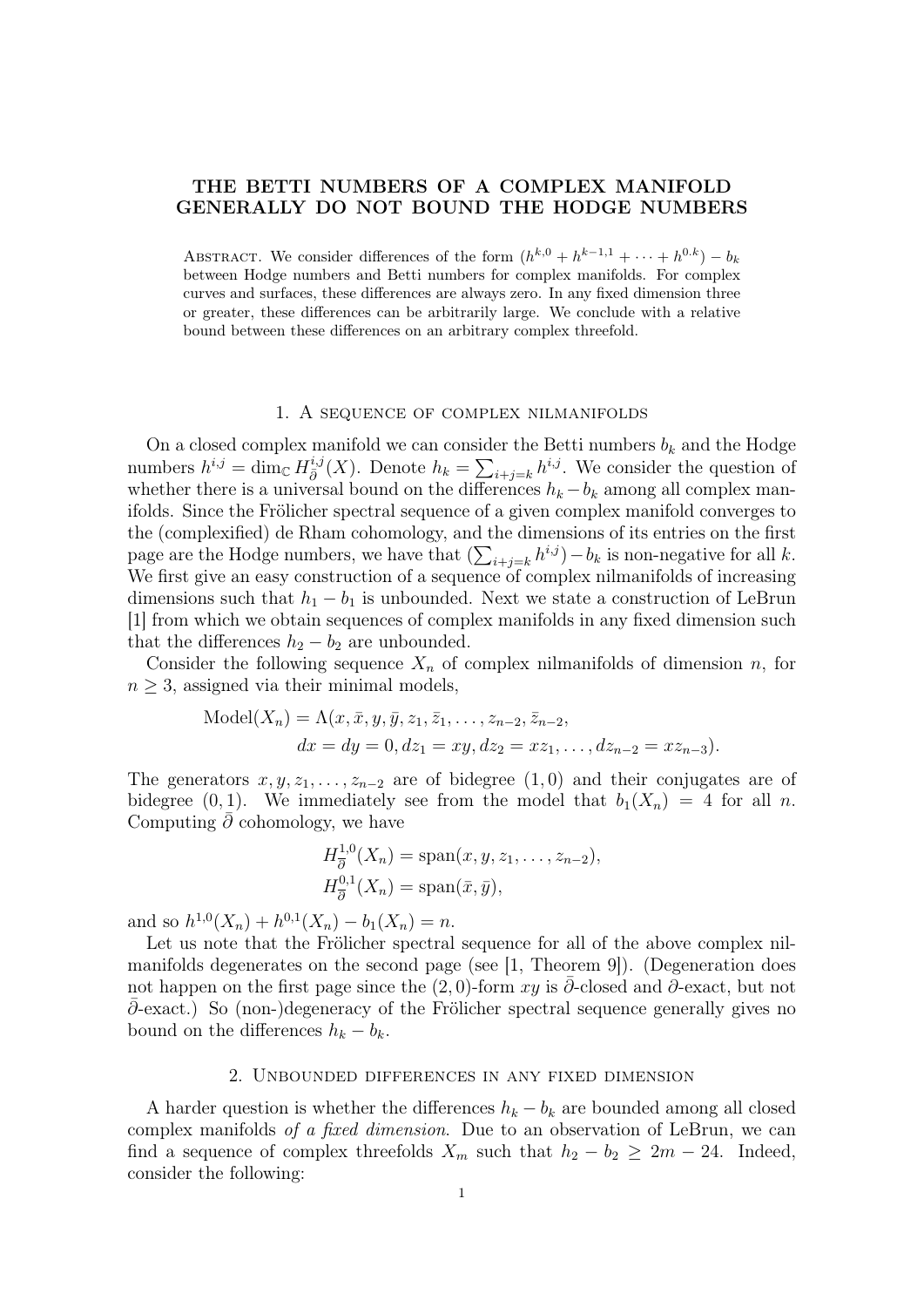# THE BETTI NUMBERS OF A COMPLEX MANIFOLD GENERALLY DO NOT BOUND THE HODGE NUMBERS

Abstract. We consider differences of the form $(h^{k,0} + h^{k-1,1} + \cdots + h^{0.k}) - b_k$ between Hodge numbers and Betti numbers for complex manifolds. For complex curves and surfaces, these differences are always zero. In any fixed dimension three or greater, these differences can be arbitrarily large. We conclude with a relative bound between these differences on an arbitrary complex threefold.

## 1. A sequence of complex nilmanifolds

On a closed complex manifold we can consider the Betti numbers $b_k$ and the Hodge numbers $h^{i,j} = \dim_{\mathbb{C}} H^{i,j}_{\bar\partial}(X)$. Denote $h_k = \sum_{i+j=k} h^{i,j}$. We consider the question of whether there is a universal bound on the differences $h_k - b_k$ among all complex manifolds. Since the Frölicher spectral sequence of a given complex manifold converges to the (complexified) de Rham cohomology, and the dimensions of its entries on the first page are the Hodge numbers, we have that $(\sum_{i+j=k} h^{i,j}) - b_k$ is non-negative for all $k$. We first give an easy construction of a sequence of complex nilmanifolds of increasing dimensions such that $h_1 - b_1$ is unbounded. Next we state a construction of LeBrun [1] from which we obtain sequences of complex manifolds in any fixed dimension such that the differences $h_2 - b_2$ are unbounded.

Consider the following sequence $X_n$ of complex nilmanifolds of dimension $n$, for $n \geq 3$, assigned via their minimal models,

$$\begin{aligned}\text{Model}(X_n) = \Lambda(&x, \bar x, y, \bar y, z_1, \bar z_1, \ldots, z_{n-2}, \bar z_{n-2},\\ &dx = dy = 0, dz_1 = xy, dz_2 = xz_1, \ldots, dz_{n-2} = xz_{n-3}).\end{aligned}$$

The generators $x, y, z_1, \ldots, z_{n-2}$ are of bidegree $(1,0)$ and their conjugates are of bidegree $(0,1)$. We immediately see from the model that $b_1(X_n) = 4$ for all $n$. Computing $\bar\partial$ cohomology, we have

$$\begin{aligned}H^{1,0}_{\bar\partial}(X_n) &= \text{span}(x, y, z_1, \ldots, z_{n-2}),\\ H^{0,1}_{\bar\partial}(X_n) &= \text{span}(\bar x, \bar y),\end{aligned}$$

and so $h^{1,0}(X_n) + h^{0,1}(X_n) - b_1(X_n) = n$.

Let us note that the Frölicher spectral sequence for all of the above complex nilmanifolds degenerates on the second page (see [1, Theorem 9]). (Degeneration does not happen on the first page since the $(2,0)$-form $xy$ is $\bar\partial$-closed and $\partial$-exact, but not $\bar\partial$-exact.) So (non-)degeneracy of the Frölicher spectral sequence generally gives no bound on the differences $h_k - b_k$.

## 2. Unbounded differences in any fixed dimension

A harder question is whether the differences $h_k - b_k$ are bounded among all closed complex manifolds *of a fixed dimension.* Due to an observation of LeBrun, we can find a sequence of complex threefolds $X_m$ such that $h_2 - b_2 \geq 2m - 24$. Indeed, consider the following: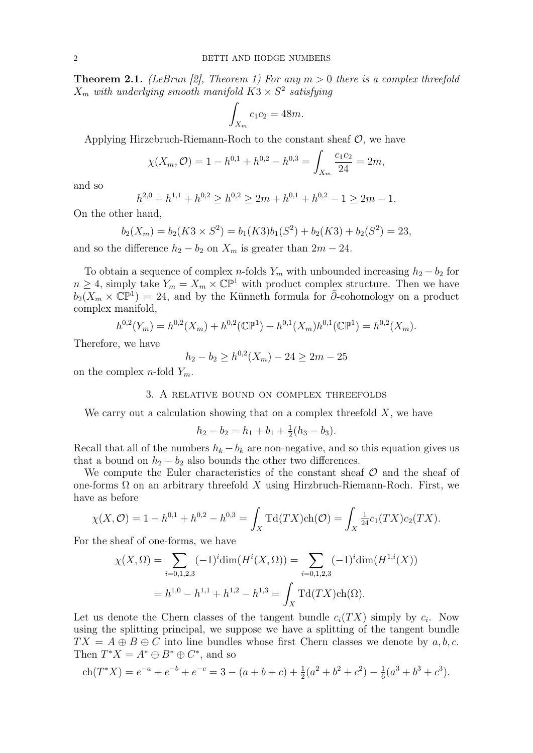**Theorem 2.1.** *(LeBrun [2], Theorem 1) For any $m > 0$ there is a complex threefold $X_m$ with underlying smooth manifold $K3 \times S^2$ satisfying*

$$\int_{X_m} c_1 c_2 = 48m.$$

Applying Hirzebruch-Riemann-Roch to the constant sheaf $\mathcal{O}$, we have

$$\chi(X_m, \mathcal{O}) = 1 - h^{0,1} + h^{0,2} - h^{0,3} = \int_{X_m} \frac{c_1 c_2}{24} = 2m,$$

and so

$$h^{2,0} + h^{1,1} + h^{0,2} \geq h^{0,2} \geq 2m + h^{0,1} + h^{0,2} - 1 \geq 2m - 1.$$

On the other hand,

$$b_2(X_m) = b_2(K3 \times S^2) = b_1(K3)b_1(S^2) + b_2(K3) + b_2(S^2) = 23,$$

and so the difference $h_2 - b_2$ on $X_m$ is greater than $2m - 24$.

To obtain a sequence of complex $n$-folds $Y_m$ with unbounded increasing $h_2 - b_2$ for $n \geq 4$, simply take $Y_m = X_m \times \mathbb{CP}^1$ with product complex structure. Then we have $b_2(X_m \times \mathbb{CP}^1) = 24$, and by the Künneth formula for $\bar{\partial}$-cohomology on a product complex manifold,

$$h^{0,2}(Y_m) = h^{0,2}(X_m) + h^{0,2}(\mathbb{CP}^1) + h^{0,1}(X_m)h^{0,1}(\mathbb{CP}^1) = h^{0,2}(X_m).$$

Therefore, we have

$$h_2 - b_2 \geq h^{0,2}(X_m) - 24 \geq 2m - 25$$

on the complex $n$-fold $Y_m$.

## 3. A relative bound on complex threefolds

We carry out a calculation showing that on a complex threefold $X$, we have

$$h_2 - b_2 = h_1 + b_1 + \tfrac{1}{2}(h_3 - b_3).$$

Recall that all of the numbers $h_k - b_k$ are non-negative, and so this equation gives us that a bound on $h_2 - b_2$ also bounds the other two differences.

We compute the Euler characteristics of the constant sheaf $\mathcal{O}$ and the sheaf of one-forms $\Omega$ on an arbitrary threefold $X$ using Hirzbruch-Riemann-Roch. First, we have as before

$$\chi(X, \mathcal{O}) = 1 - h^{0,1} + h^{0,2} - h^{0,3} = \int_X \mathrm{Td}(TX)\mathrm{ch}(\mathcal{O}) = \int_X \tfrac{1}{24} c_1(TX) c_2(TX).$$

For the sheaf of one-forms, we have

$$\begin{aligned}
\chi(X, \Omega) &= \sum_{i=0,1,2,3} (-1)^i \dim(H^i(X, \Omega)) = \sum_{i=0,1,2,3} (-1)^i \dim(H^{1,i}(X)) \\
&= h^{1,0} - h^{1,1} + h^{1,2} - h^{1,3} = \int_X \mathrm{Td}(TX)\mathrm{ch}(\Omega).
\end{aligned}$$

Let us denote the Chern classes of the tangent bundle $c_i(TX)$ simply by $c_i$. Now using the splitting principal, we suppose we have a splitting of the tangent bundle $TX = A \oplus B \oplus C$ into line bundles whose first Chern classes we denote by $a, b, c$. Then $T^*X = A^* \oplus B^* \oplus C^*$, and so

$$\mathrm{ch}(T^*X) = e^{-a} + e^{-b} + e^{-c} = 3 - (a + b + c) + \tfrac{1}{2}(a^2 + b^2 + c^2) - \tfrac{1}{6}(a^3 + b^3 + c^3).$$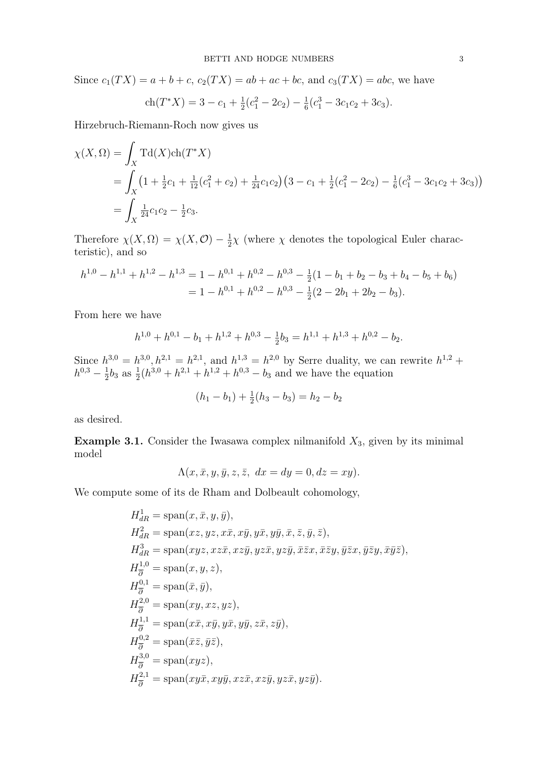Since $c_1(TX) = a + b + c$, $c_2(TX) = ab + ac + bc$, and $c_3(TX) = abc$, we have

$$\mathrm{ch}(T^*X) = 3 - c_1 + \tfrac{1}{2}(c_1^2 - 2c_2) - \tfrac{1}{6}(c_1^3 - 3c_1c_2 + 3c_3).$$

Hirzebruch-Riemann-Roch now gives us

$$\begin{aligned}
\chi(X, \Omega) &= \int_X \mathrm{Td}(X)\mathrm{ch}(T^*X) \\
&= \int_X \big(1 + \tfrac{1}{2}c_1 + \tfrac{1}{12}(c_1^2 + c_2) + \tfrac{1}{24}c_1c_2\big)\big(3 - c_1 + \tfrac{1}{2}(c_1^2 - 2c_2) - \tfrac{1}{6}(c_1^3 - 3c_1c_2 + 3c_3)\big) \\
&= \int_X \tfrac{1}{24}c_1c_2 - \tfrac{1}{2}c_3.
\end{aligned}$$

Therefore $\chi(X, \Omega) = \chi(X, \mathcal{O}) - \frac{1}{2}\chi$ (where $\chi$ denotes the topological Euler characteristic), and so

$$\begin{aligned}
h^{1,0} - h^{1,1} + h^{1,2} - h^{1,3} &= 1 - h^{0,1} + h^{0,2} - h^{0,3} - \tfrac{1}{2}(1 - b_1 + b_2 - b_3 + b_4 - b_5 + b_6) \\
&= 1 - h^{0,1} + h^{0,2} - h^{0,3} - \tfrac{1}{2}(2 - 2b_1 + 2b_2 - b_3).
\end{aligned}$$

From here we have

$$h^{1,0} + h^{0,1} - b_1 + h^{1,2} + h^{0,3} - \tfrac{1}{2}b_3 = h^{1,1} + h^{1,3} + h^{0,2} - b_2.$$

Since $h^{3,0} = h^{3,0}, h^{2,1} = h^{2,1}$, and $h^{1,3} = h^{2,0}$ by Serre duality, we can rewrite $h^{1,2} + h^{0,3} - \frac{1}{2}b_3$ as $\frac{1}{2}(h^{3,0} + h^{2,1} + h^{1,2} + h^{0,3} - b_3$ and we have the equation

$$(h_1 - b_1) + \tfrac{1}{2}(h_3 - b_3) = h_2 - b_2$$

as desired.

**Example 3.1.** Consider the Iwasawa complex nilmanifold $X_3$, given by its minimal model

$$\Lambda(x, \bar{x}, y, \bar{y}, z, \bar{z},\ dx = dy = 0, dz = xy).$$

We compute some of its de Rham and Dolbeault cohomology,

$$\begin{aligned}
H^1_{dR} &= \mathrm{span}(x, \bar{x}, y, \bar{y}), \\
H^2_{dR} &= \mathrm{span}(xz, yz, x\bar{x}, x\bar{y}, y\bar{x}, y\bar{y}, \bar{x}, \bar{z}, \bar{y}, \bar{z}), \\
H^3_{dR} &= \mathrm{span}(xyz, xz\bar{x}, xz\bar{y}, yz\bar{x}, yz\bar{y}, \bar{x}\bar{z}x, \bar{x}\bar{z}y, \bar{y}\bar{z}x, \bar{y}\bar{z}y, \bar{x}\bar{y}\bar{z}), \\
H^{1,0}_{\overline{\partial}} &= \mathrm{span}(x, y, z), \\
H^{0,1}_{\overline{\partial}} &= \mathrm{span}(\bar{x}, \bar{y}), \\
H^{2,0}_{\overline{\partial}} &= \mathrm{span}(xy, xz, yz), \\
H^{1,1}_{\overline{\partial}} &= \mathrm{span}(x\bar{x}, x\bar{y}, y\bar{x}, y\bar{y}, z\bar{x}, z\bar{y}), \\
H^{0,2}_{\overline{\partial}} &= \mathrm{span}(\bar{x}\bar{z}, \bar{y}\bar{z}), \\
H^{3,0}_{\overline{\partial}} &= \mathrm{span}(xyz), \\
H^{2,1}_{\overline{\partial}} &= \mathrm{span}(xy\bar{x}, xy\bar{y}, xz\bar{x}, xz\bar{y}, yz\bar{x}, yz\bar{y}).
\end{aligned}$$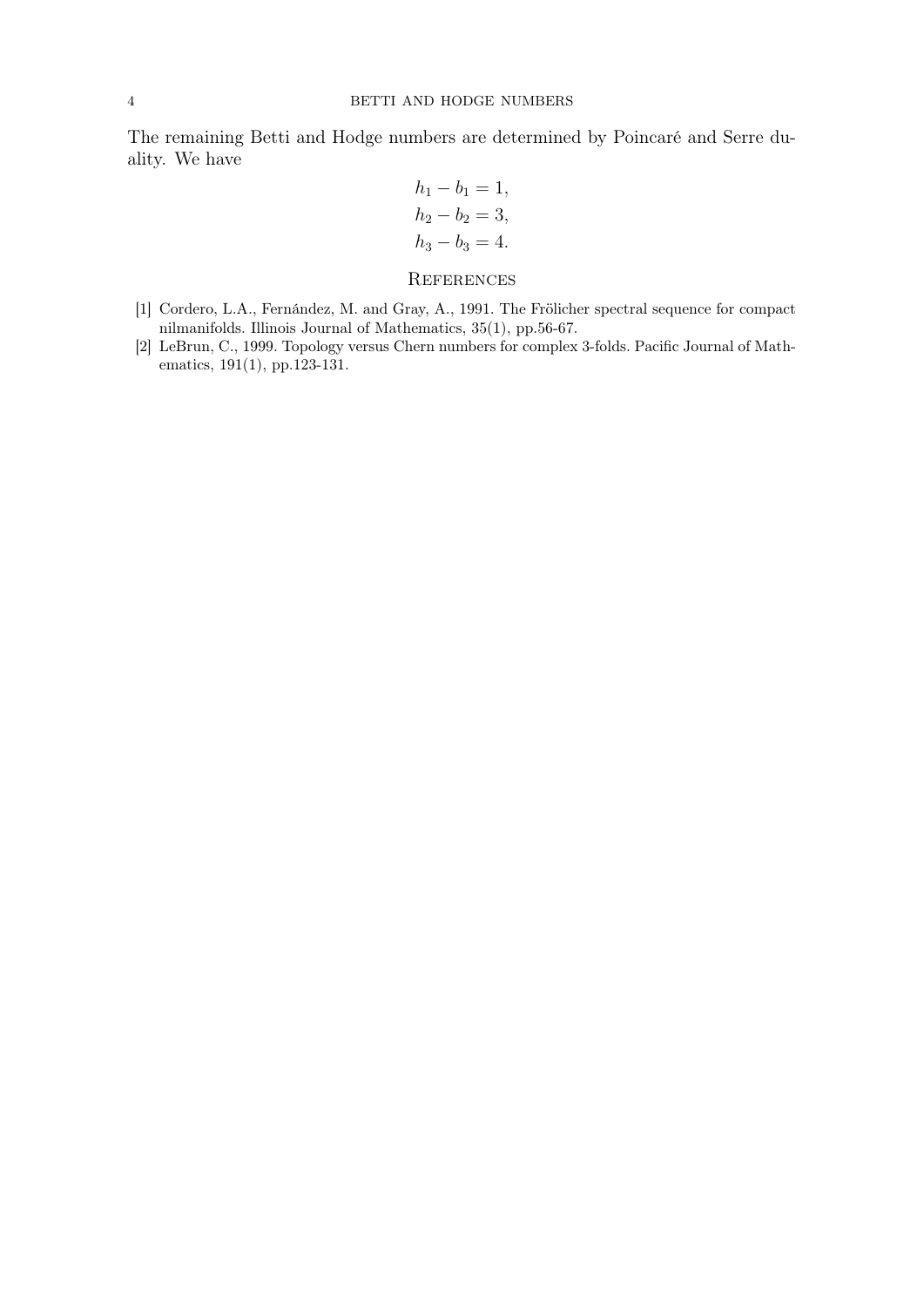The remaining Betti and Hodge numbers are determined by Poincaré and Serre duality. We have

$$
\begin{aligned}
h_1 - b_1 &= 1, \\
h_2 - b_2 &= 3, \\
h_3 - b_3 &= 4.
\end{aligned}
$$

## References

[1] Cordero, L.A., Fernández, M. and Gray, A., 1991. The Frölicher spectral sequence for compact nilmanifolds. Illinois Journal of Mathematics, 35(1), pp.56-67.

[2] LeBrun, C., 1999. Topology versus Chern numbers for complex 3-folds. Pacific Journal of Mathematics, 191(1), pp.123-131.